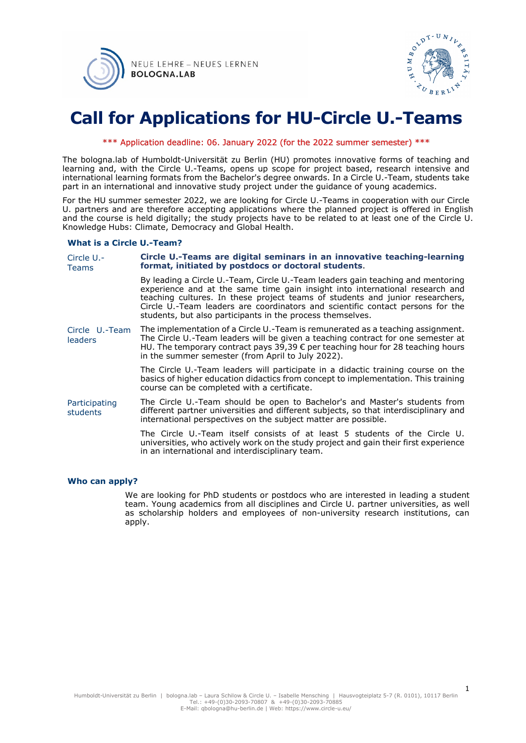NEUE LEHRE – NEUES LERNEN
**BOLOGNA.LAB**

# Call for Applications for HU-Circle U.-Teams

\*\*\* Application deadline: 06. January 2022 (for the 2022 summer semester) \*\*\*

The bologna.lab of Humboldt-Universität zu Berlin (HU) promotes innovative forms of teaching and learning and, with the Circle U.-Teams, opens up scope for project based, research intensive and international learning formats from the Bachelor's degree onwards. In a Circle U.-Team, students take part in an international and innovative study project under the guidance of young academics.

For the HU summer semester 2022, we are looking for Circle U.-Teams in cooperation with our Circle U. partners and are therefore accepting applications where the planned project is offered in English and the course is held digitally; the study projects have to be related to at least one of the Circle U. Knowledge Hubs: Climate, Democracy and Global Health.

### What is a Circle U.-Team?

**Circle U.-Teams**

**Circle U.-Teams are digital seminars in an innovative teaching-learning format, initiated by postdocs or doctoral students**.

By leading a Circle U.-Team, Circle U.-Team leaders gain teaching and mentoring experience and at the same time gain insight into international research and teaching cultures. In these project teams of students and junior researchers, Circle U.-Team leaders are coordinators and scientific contact persons for the students, but also participants in the process themselves.

**Circle U.-Team leaders**

The implementation of a Circle U.-Team is remunerated as a teaching assignment. The Circle U.-Team leaders will be given a teaching contract for one semester at HU. The temporary contract pays 39,39 € per teaching hour for 28 teaching hours in the summer semester (from April to July 2022).

The Circle U.-Team leaders will participate in a didactic training course on the basics of higher education didactics from concept to implementation. This training course can be completed with a certificate.

**Participating students**

The Circle U.-Team should be open to Bachelor's and Master's students from different partner universities and different subjects, so that interdisciplinary and international perspectives on the subject matter are possible.

The Circle U.-Team itself consists of at least 5 students of the Circle U. universities, who actively work on the study project and gain their first experience in an international and interdisciplinary team.

### Who can apply?

We are looking for PhD students or postdocs who are interested in leading a student team. Young academics from all disciplines and Circle U. partner universities, as well as scholarship holders and employees of non-university research institutions, can apply.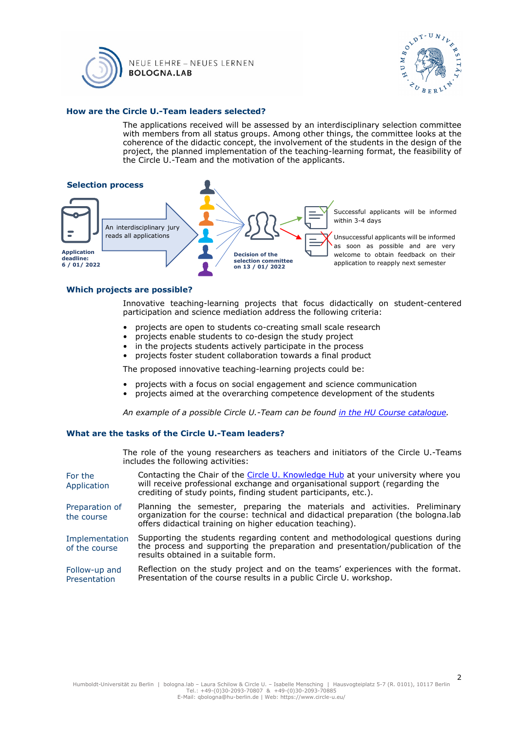### How are the Circle U.-Team leaders selected?

The applications received will be assessed by an interdisciplinary selection committee with members from all status groups. Among other things, the committee looks at the coherence of the didactic concept, the involvement of the students in the design of the project, the planned implementation of the teaching-learning format, the feasibility of the Circle U.-Team and the motivation of the applicants.

### Selection process

**Application deadline: 6 / 01/ 2022**

An interdisciplinary jury reads all applications

**Decision of the selection committee on 13 / 01/ 2022**

Successful applicants will be informed within 3-4 days

Unsuccessful applicants will be informed as soon as possible and are very welcome to obtain feedback on their application to reapply next semester

### Which projects are possible?

Innovative teaching-learning projects that focus didactically on student-centered participation and science mediation address the following criteria:

- projects are open to students co-creating small scale research
- projects enable students to co-design the study project
- in the projects students actively participate in the process
- projects foster student collaboration towards a final product

The proposed innovative teaching-learning projects could be:

- projects with a focus on social engagement and science communication
- projects aimed at the overarching competence development of the students

*An example of a possible Circle U.-Team can be found in the HU Course catalogue.*

### What are the tasks of the Circle U.-Team leaders?

The role of the young researchers as teachers and initiators of the Circle U.-Teams includes the following activities:

| | |
|---|---|
| For the Application | Contacting the Chair of the Circle U. Knowledge Hub at your university where you will receive professional exchange and organisational support (regarding the crediting of study points, finding student participants, etc.). |
| Preparation of the course | Planning the semester, preparing the materials and activities. Preliminary organization for the course: technical and didactical preparation (the bologna.lab offers didactical training on higher education teaching). |
| Implementation of the course | Supporting the students regarding content and methodological questions during the process and supporting the preparation and presentation/publication of the results obtained in a suitable form. |
| Follow-up and Presentation | Reflection on the study project and on the teams' experiences with the format. Presentation of the course results in a public Circle U. workshop. |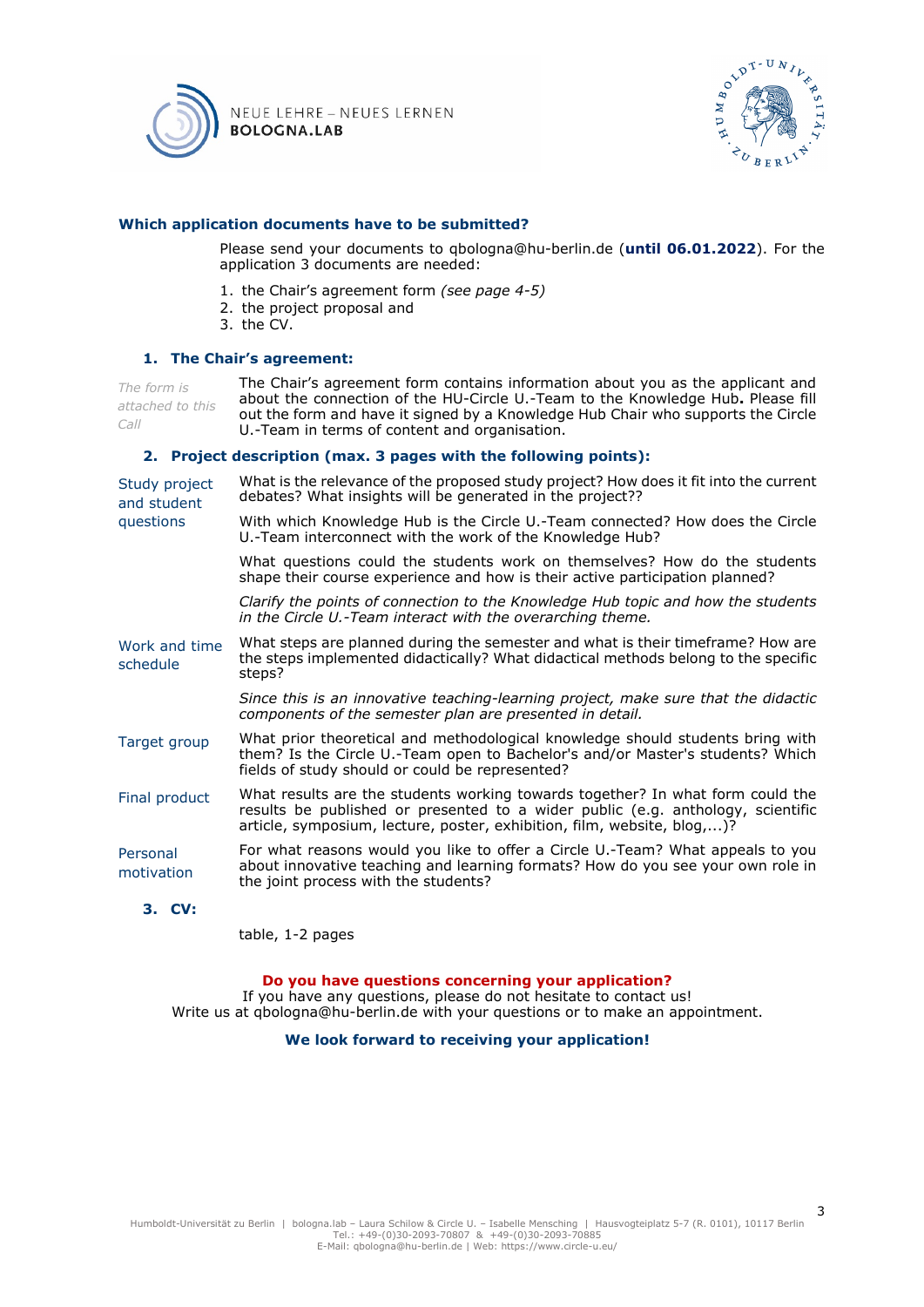## Which application documents have to be submitted?

Please send your documents to qbologna@hu-berlin.de (**until 06.01.2022**). For the application 3 documents are needed:

1. the Chair's agreement form *(see page 4-5)*
2. the project proposal and
3. the CV.

### 1. The Chair's agreement:

*The form is attached to this Call*

The Chair's agreement form contains information about you as the applicant and about the connection of the HU-Circle U.-Team to the Knowledge Hub**.** Please fill out the form and have it signed by a Knowledge Hub Chair who supports the Circle U.-Team in terms of content and organisation.

### 2. Project description (max. 3 pages with the following points):

**Study project and student questions**

What is the relevance of the proposed study project? How does it fit into the current debates? What insights will be generated in the project??

With which Knowledge Hub is the Circle U.-Team connected? How does the Circle U.-Team interconnect with the work of the Knowledge Hub?

What questions could the students work on themselves? How do the students shape their course experience and how is their active participation planned?

*Clarify the points of connection to the Knowledge Hub topic and how the students in the Circle U.-Team interact with the overarching theme.*

**Work and time schedule**

What steps are planned during the semester and what is their timeframe? How are the steps implemented didactically? What didactical methods belong to the specific steps?

*Since this is an innovative teaching-learning project, make sure that the didactic components of the semester plan are presented in detail.*

**Target group**

What prior theoretical and methodological knowledge should students bring with them? Is the Circle U.-Team open to Bachelor's and/or Master's students? Which fields of study should or could be represented?

**Final product**

What results are the students working towards together? In what form could the results be published or presented to a wider public (e.g. anthology, scientific article, symposium, lecture, poster, exhibition, film, website, blog,...)?

**Personal motivation**

For what reasons would you like to offer a Circle U.-Team? What appeals to you about innovative teaching and learning formats? How do you see your own role in the joint process with the students?

### 3. CV:

table, 1-2 pages

**Do you have questions concerning your application?**

If you have any questions, please do not hesitate to contact us!
Write us at qbologna@hu-berlin.de with your questions or to make an appointment.

**We look forward to receiving your application!**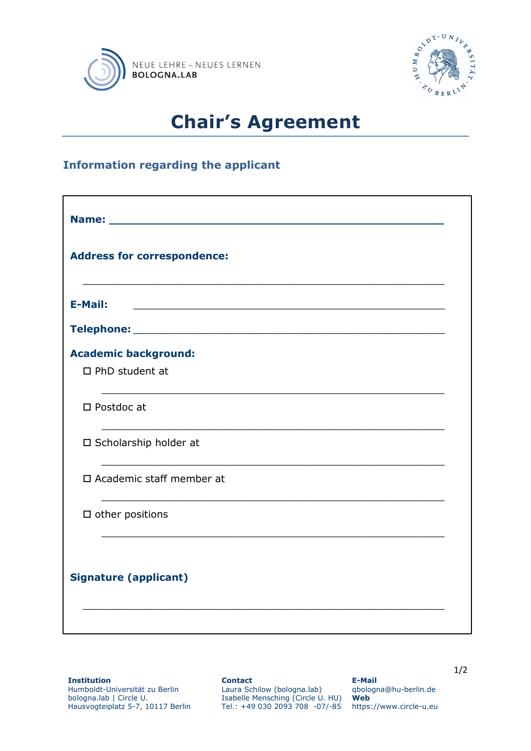NEUE LEHRE – NEUES LERNEN
**BOLOGNA.LAB**

# Chair's Agreement

## Information regarding the applicant

**Name:** ______________________________________________

**Address for correspondence:**

______________________________________________

**E-Mail:** ______________________________________________

**Telephone:** ______________________________________________

**Academic background:**

☐ PhD student at

______________________________________________

☐ Postdoc at

______________________________________________

☐ Scholarship holder at

______________________________________________

☐ Academic staff member at

______________________________________________

☐ other positions

______________________________________________

**Signature (applicant)**

______________________________________________

**Institution**
Humboldt-Universität zu Berlin
bologna.lab | Circle U.
Hausvogteiplatz 5-7, 10117 Berlin

**Contact**
Laura Schilow (bologna.lab)
Isabelle Mensching (Circle U. HU)
Tel.: +49 030 2093 708 -07/-85

**E-Mail**
qbologna@hu-berlin.de

**Web**
https://www.circle-u.eu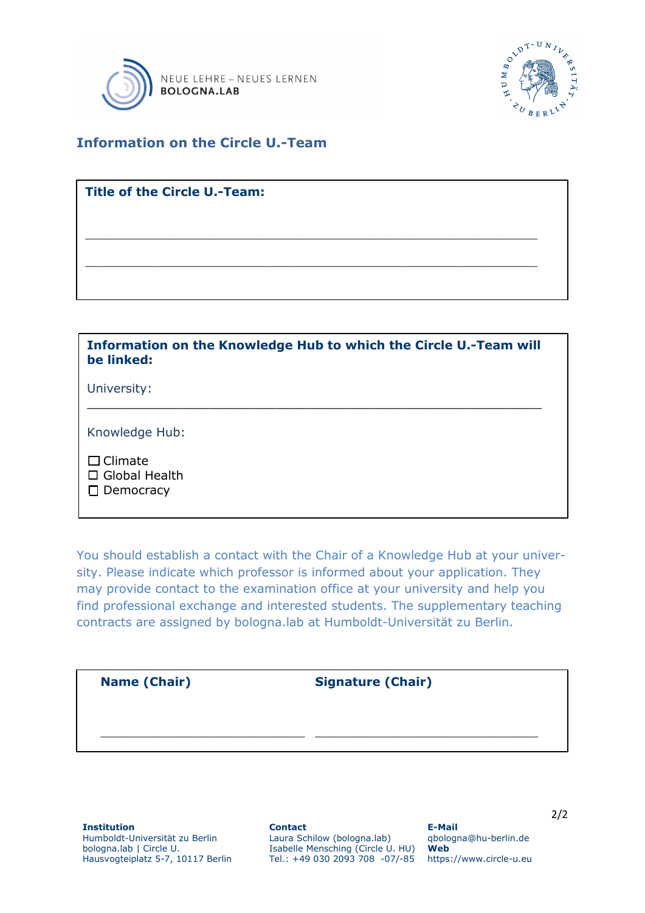NEUE LEHRE – NEUES LERNEN
**BOLOGNA.LAB**

## Information on the Circle U.-Team

**Title of the Circle U.-Team:**

\_\_\_\_\_\_\_\_\_\_\_\_\_\_\_\_\_\_\_\_\_\_\_\_\_\_\_\_\_\_\_\_\_\_\_\_\_\_\_\_\_\_\_\_\_\_\_\_\_\_\_\_\_\_\_\_\_\_\_\_

\_\_\_\_\_\_\_\_\_\_\_\_\_\_\_\_\_\_\_\_\_\_\_\_\_\_\_\_\_\_\_\_\_\_\_\_\_\_\_\_\_\_\_\_\_\_\_\_\_\_\_\_\_\_\_\_\_\_\_\_

**Information on the Knowledge Hub to which the Circle U.-Team will be linked:**

University:

\_\_\_\_\_\_\_\_\_\_\_\_\_\_\_\_\_\_\_\_\_\_\_\_\_\_\_\_\_\_\_\_\_\_\_\_\_\_\_\_\_\_\_\_\_\_\_\_\_\_\_\_\_\_\_\_\_\_\_\_

Knowledge Hub:

- ☐ Climate
- ☐ Global Health
- ☐ Democracy

You should establish a contact with the Chair of a Knowledge Hub at your university. Please indicate which professor is informed about your application. They may provide contact to the examination office at your university and help you find professional exchange and interested students. The supplementary teaching contracts are assigned by bologna.lab at Humboldt-Universität zu Berlin.

| **Name (Chair)** | **Signature (Chair)** |
| --- | --- |
| \_\_\_\_\_\_\_\_\_\_\_\_\_\_\_\_\_\_\_\_\_\_\_\_\_\_\_\_ | \_\_\_\_\_\_\_\_\_\_\_\_\_\_\_\_\_\_\_\_\_\_\_\_\_\_\_\_ |

**Institution**
Humboldt-Universität zu Berlin
bologna.lab | Circle U.
Hausvogteiplatz 5-7, 10117 Berlin

**Contact**
Laura Schilow (bologna.lab)
Isabelle Mensching (Circle U. HU)
Tel.: +49 030 2093 708 -07/-85

**E-Mail**
qbologna@hu-berlin.de

**Web**
https://www.circle-u.eu